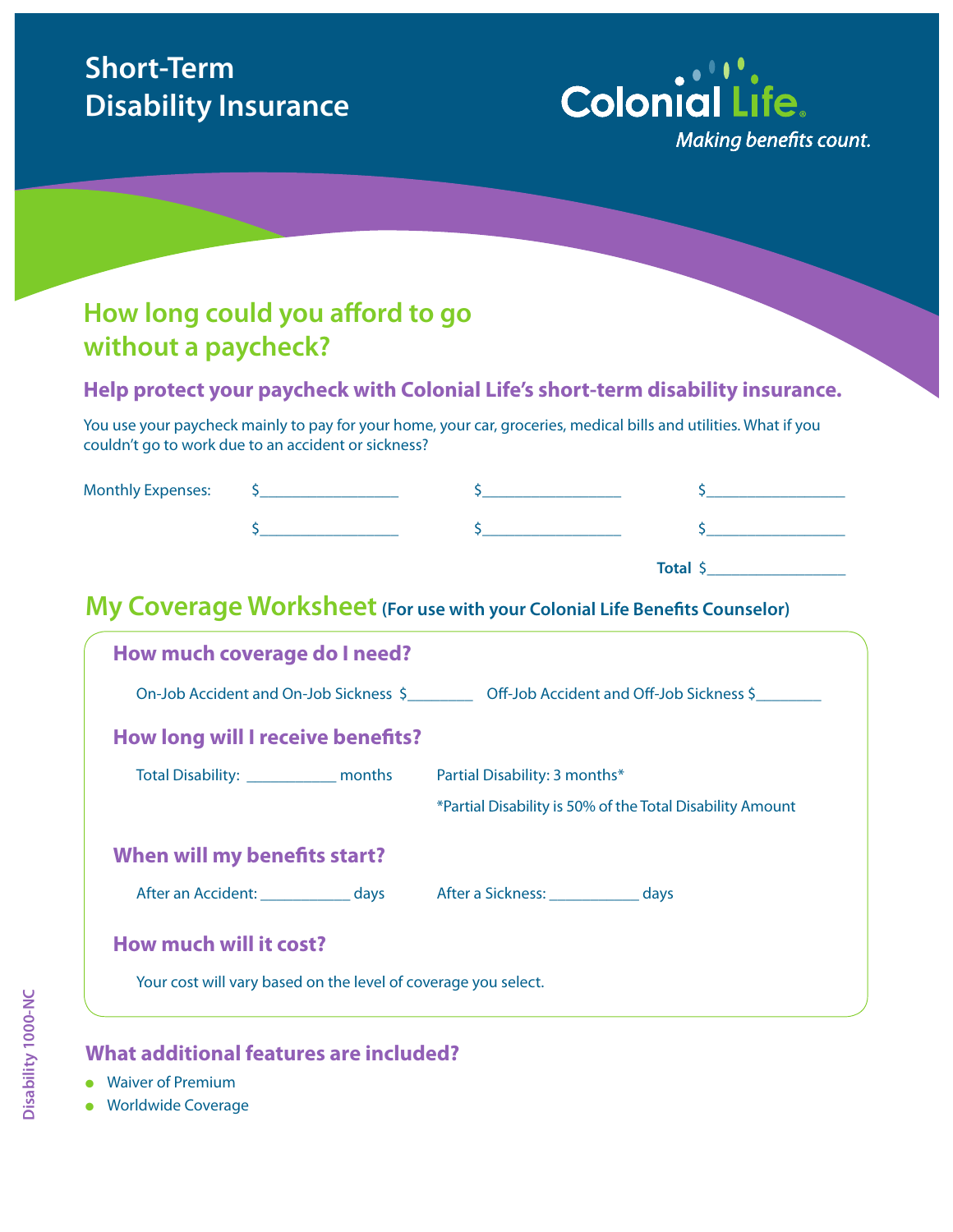# Short-Term Disability Insurance

Colonial Life
*Making benefits count.*

## How long could you afford to go without a paycheck?

### Help protect your paycheck with Colonial Life's short-term disability insurance.

You use your paycheck mainly to pay for your home, your car, groceries, medical bills and utilities. What if you couldn't go to work due to an accident or sickness?

Monthly Expenses: $________________ $________________ $________________

$________________ $________________ $________________

**Total** $________________

## My Coverage Worksheet **(For use with your Colonial Life Benefits Counselor)**

### How much coverage do I need?

On-Job Accident and On-Job Sickness $________ Off-Job Accident and Off-Job Sickness $________

### How long will I receive benefits?

Total Disability: ___________ months

Partial Disability: 3 months*

*Partial Disability is 50% of the Total Disability Amount

### When will my benefits start?

After an Accident: ___________ days

After a Sickness: ___________ days

### How much will it cost?

Your cost will vary based on the level of coverage you select.

### What additional features are included?

- Waiver of Premium
- Worldwide Coverage

Disability 1000-NC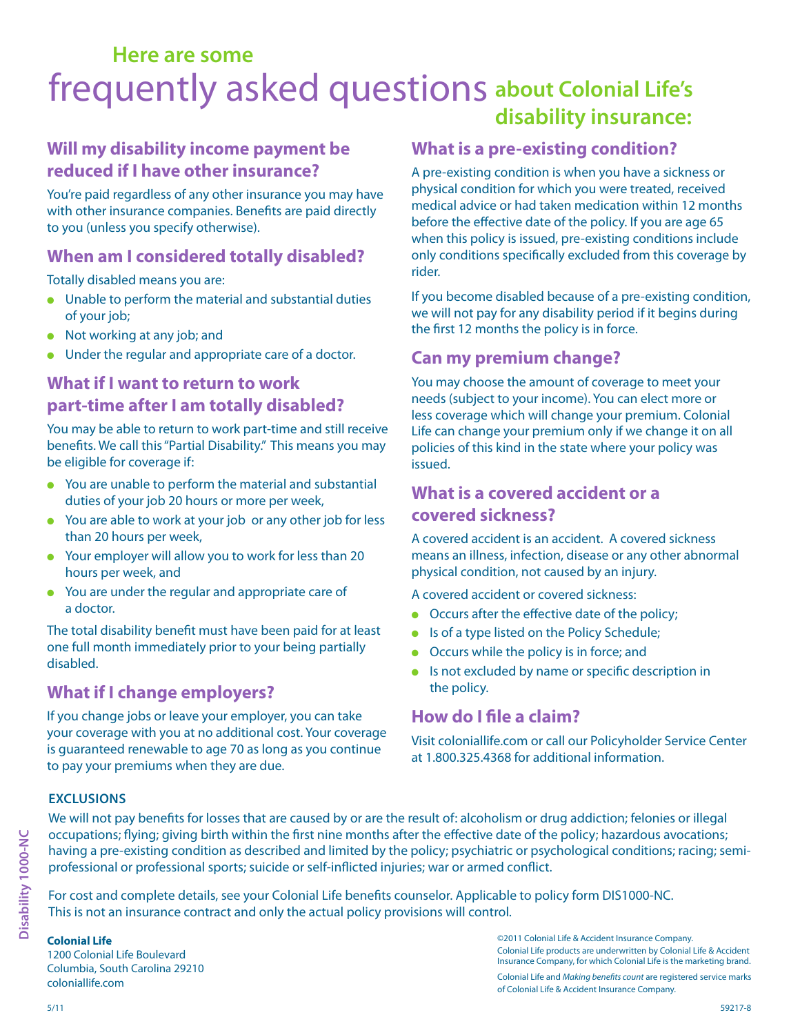# Here are some frequently asked questions about Colonial Life's disability insurance:

## Will my disability income payment be reduced if I have other insurance?

You're paid regardless of any other insurance you may have with other insurance companies. Benefits are paid directly to you (unless you specify otherwise).

## When am I considered totally disabled?

Totally disabled means you are:

- Unable to perform the material and substantial duties of your job;
- Not working at any job; and
- Under the regular and appropriate care of a doctor.

## What if I want to return to work part-time after I am totally disabled?

You may be able to return to work part-time and still receive benefits. We call this "Partial Disability." This means you may be eligible for coverage if:

- You are unable to perform the material and substantial duties of your job 20 hours or more per week,
- You are able to work at your job or any other job for less than 20 hours per week,
- Your employer will allow you to work for less than 20 hours per week, and
- You are under the regular and appropriate care of a doctor.

The total disability benefit must have been paid for at least one full month immediately prior to your being partially disabled.

## What if I change employers?

If you change jobs or leave your employer, you can take your coverage with you at no additional cost. Your coverage is guaranteed renewable to age 70 as long as you continue to pay your premiums when they are due.

## What is a pre-existing condition?

A pre-existing condition is when you have a sickness or physical condition for which you were treated, received medical advice or had taken medication within 12 months before the effective date of the policy. If you are age 65 when this policy is issued, pre-existing conditions include only conditions specifically excluded from this coverage by rider.

If you become disabled because of a pre-existing condition, we will not pay for any disability period if it begins during the first 12 months the policy is in force.

## Can my premium change?

You may choose the amount of coverage to meet your needs (subject to your income). You can elect more or less coverage which will change your premium. Colonial Life can change your premium only if we change it on all policies of this kind in the state where your policy was issued.

## What is a covered accident or a covered sickness?

A covered accident is an accident. A covered sickness means an illness, infection, disease or any other abnormal physical condition, not caused by an injury.

A covered accident or covered sickness:

- Occurs after the effective date of the policy;
- Is of a type listed on the Policy Schedule;
- Occurs while the policy is in force; and
- Is not excluded by name or specific description in the policy.

## How do I file a claim?

Visit coloniallife.com or call our Policyholder Service Center at 1.800.325.4368 for additional information.

### EXCLUSIONS

We will not pay benefits for losses that are caused by or are the result of: alcoholism or drug addiction; felonies or illegal occupations; flying; giving birth within the first nine months after the effective date of the policy; hazardous avocations; having a pre-existing condition as described and limited by the policy; psychiatric or psychological conditions; racing; semi-professional or professional sports; suicide or self-inflicted injuries; war or armed conflict.

For cost and complete details, see your Colonial Life benefits counselor. Applicable to policy form DIS1000-NC. This is not an insurance contract and only the actual policy provisions will control.

Disability 1000-NC

**Colonial Life**
1200 Colonial Life Boulevard
Columbia, South Carolina 29210
coloniallife.com

©2011 Colonial Life & Accident Insurance Company.
Colonial Life products are underwritten by Colonial Life & Accident Insurance Company, for which Colonial Life is the marketing brand.

Colonial Life and *Making benefits count* are registered service marks of Colonial Life & Accident Insurance Company.

5/11

59217-8